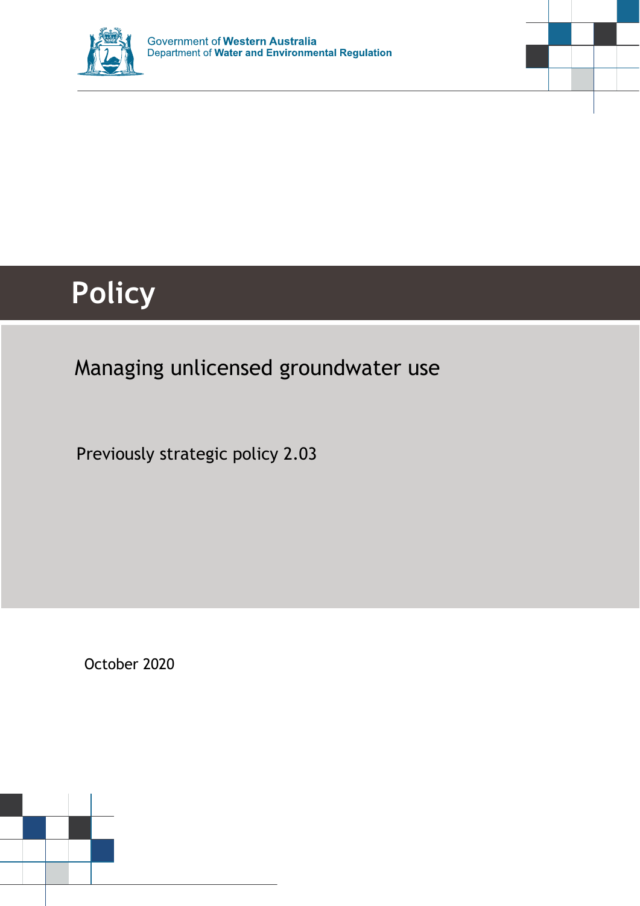Government of **Western Australia**
Department of **Water and Environmental Regulation**

# Policy

## Managing unlicensed groundwater use

Previously strategic policy 2.03

October 2020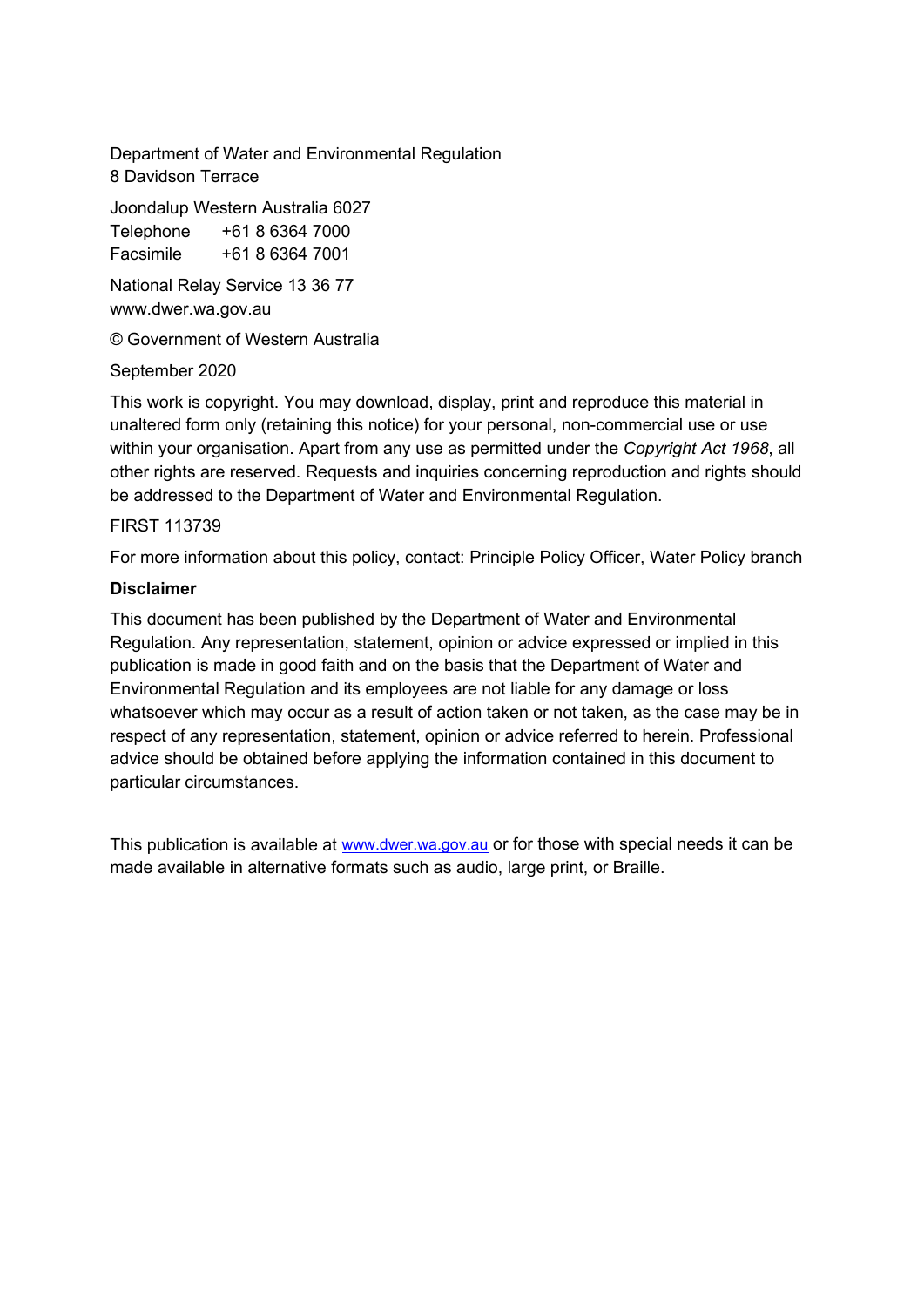Department of Water and Environmental Regulation
8 Davidson Terrace

Joondalup Western Australia 6027
Telephone +61 8 6364 7000
Facsimile +61 8 6364 7001

National Relay Service 13 36 77
www.dwer.wa.gov.au

© Government of Western Australia

September 2020

This work is copyright. You may download, display, print and reproduce this material in unaltered form only (retaining this notice) for your personal, non-commercial use or use within your organisation. Apart from any use as permitted under the *Copyright Act 1968*, all other rights are reserved. Requests and inquiries concerning reproduction and rights should be addressed to the Department of Water and Environmental Regulation.

FIRST 113739

For more information about this policy, contact: Principle Policy Officer, Water Policy branch

**Disclaimer**

This document has been published by the Department of Water and Environmental Regulation. Any representation, statement, opinion or advice expressed or implied in this publication is made in good faith and on the basis that the Department of Water and Environmental Regulation and its employees are not liable for any damage or loss whatsoever which may occur as a result of action taken or not taken, as the case may be in respect of any representation, statement, opinion or advice referred to herein. Professional advice should be obtained before applying the information contained in this document to particular circumstances.

This publication is available at www.dwer.wa.gov.au or for those with special needs it can be made available in alternative formats such as audio, large print, or Braille.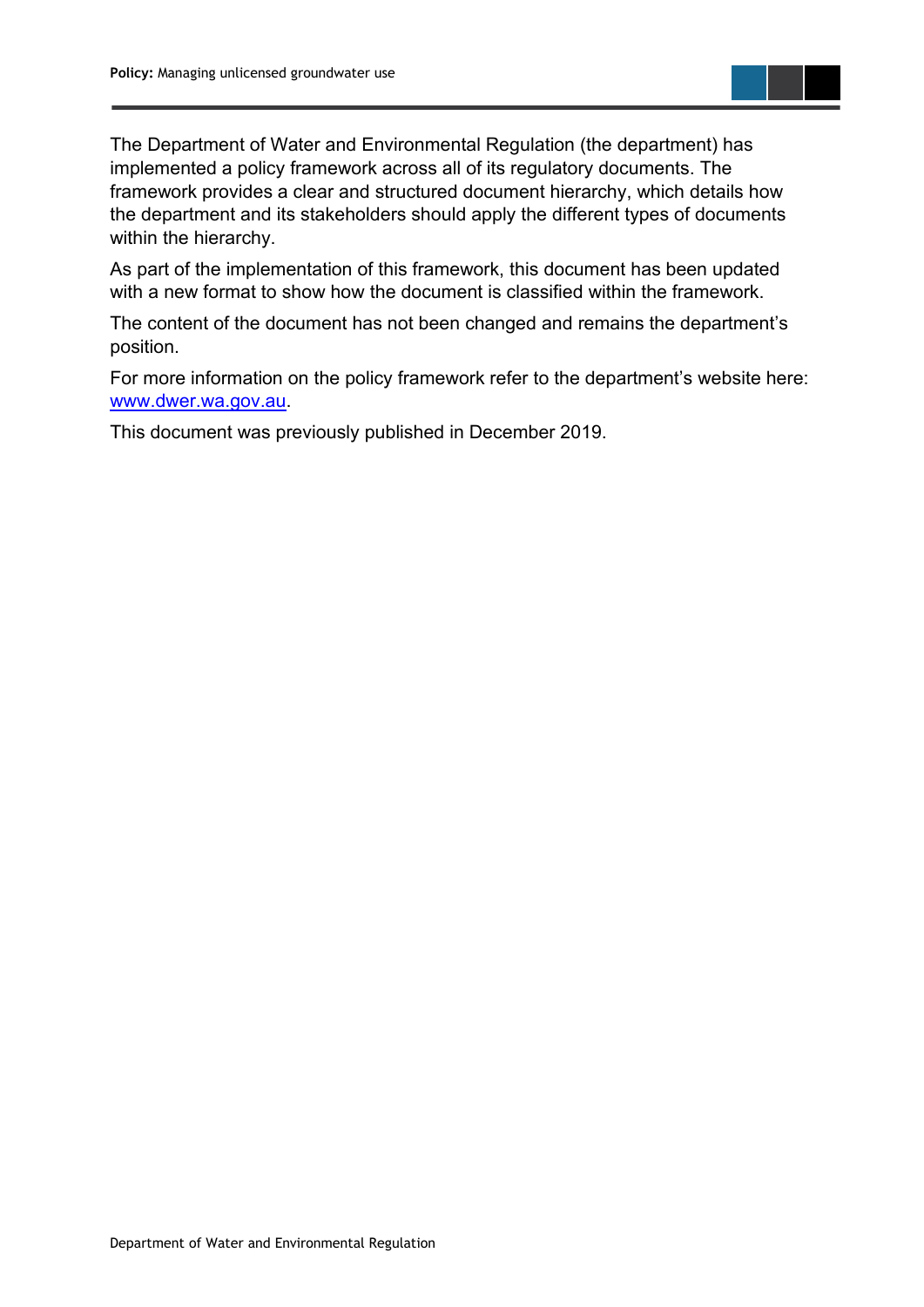The Department of Water and Environmental Regulation (the department) has implemented a policy framework across all of its regulatory documents. The framework provides a clear and structured document hierarchy, which details how the department and its stakeholders should apply the different types of documents within the hierarchy.

As part of the implementation of this framework, this document has been updated with a new format to show how the document is classified within the framework.

The content of the document has not been changed and remains the department's position.

For more information on the policy framework refer to the department's website here: [www.dwer.wa.gov.au](http://www.dwer.wa.gov.au).

This document was previously published in December 2019.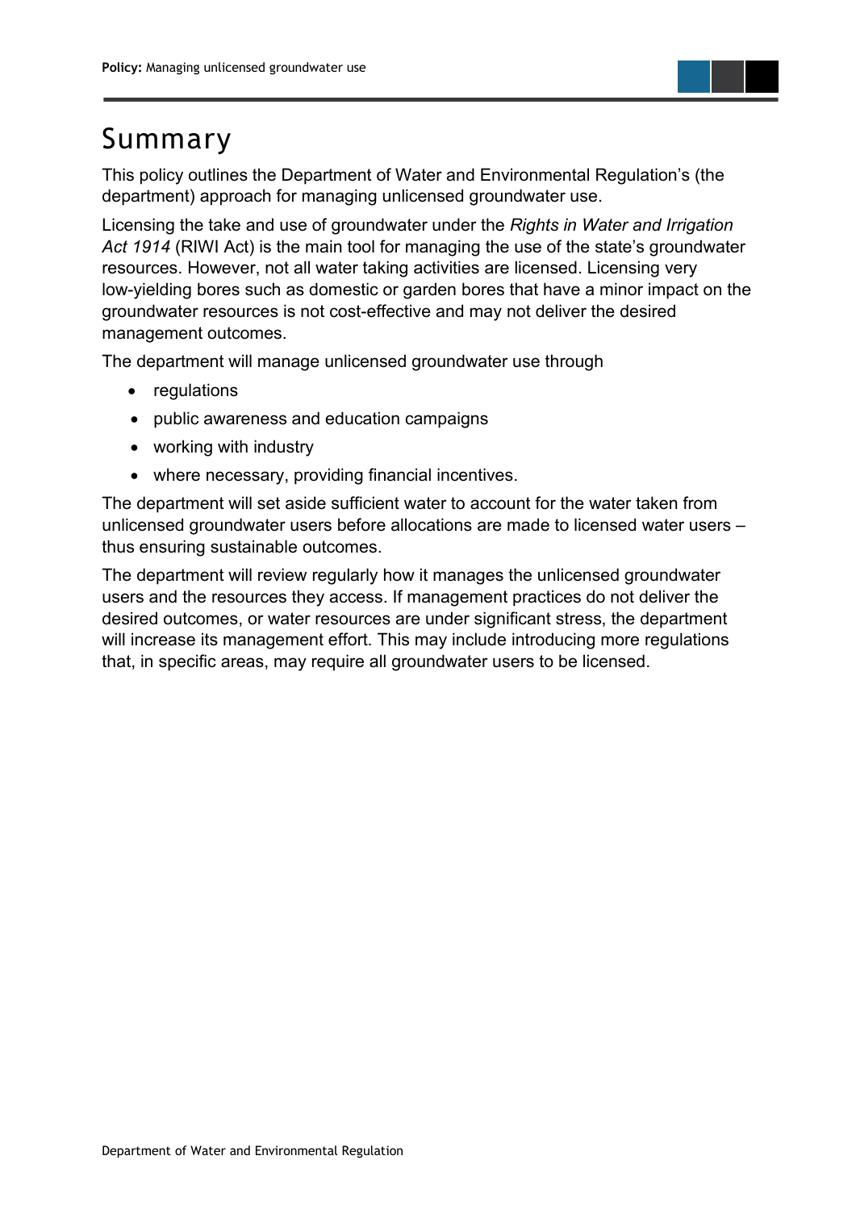# Summary

This policy outlines the Department of Water and Environmental Regulation's (the department) approach for managing unlicensed groundwater use.

Licensing the take and use of groundwater under the *Rights in Water and Irrigation Act 1914* (RIWI Act) is the main tool for managing the use of the state's groundwater resources. However, not all water taking activities are licensed. Licensing very low-yielding bores such as domestic or garden bores that have a minor impact on the groundwater resources is not cost-effective and may not deliver the desired management outcomes.

The department will manage unlicensed groundwater use through

- regulations
- public awareness and education campaigns
- working with industry
- where necessary, providing financial incentives.

The department will set aside sufficient water to account for the water taken from unlicensed groundwater users before allocations are made to licensed water users – thus ensuring sustainable outcomes.

The department will review regularly how it manages the unlicensed groundwater users and the resources they access. If management practices do not deliver the desired outcomes, or water resources are under significant stress, the department will increase its management effort. This may include introducing more regulations that, in specific areas, may require all groundwater users to be licensed.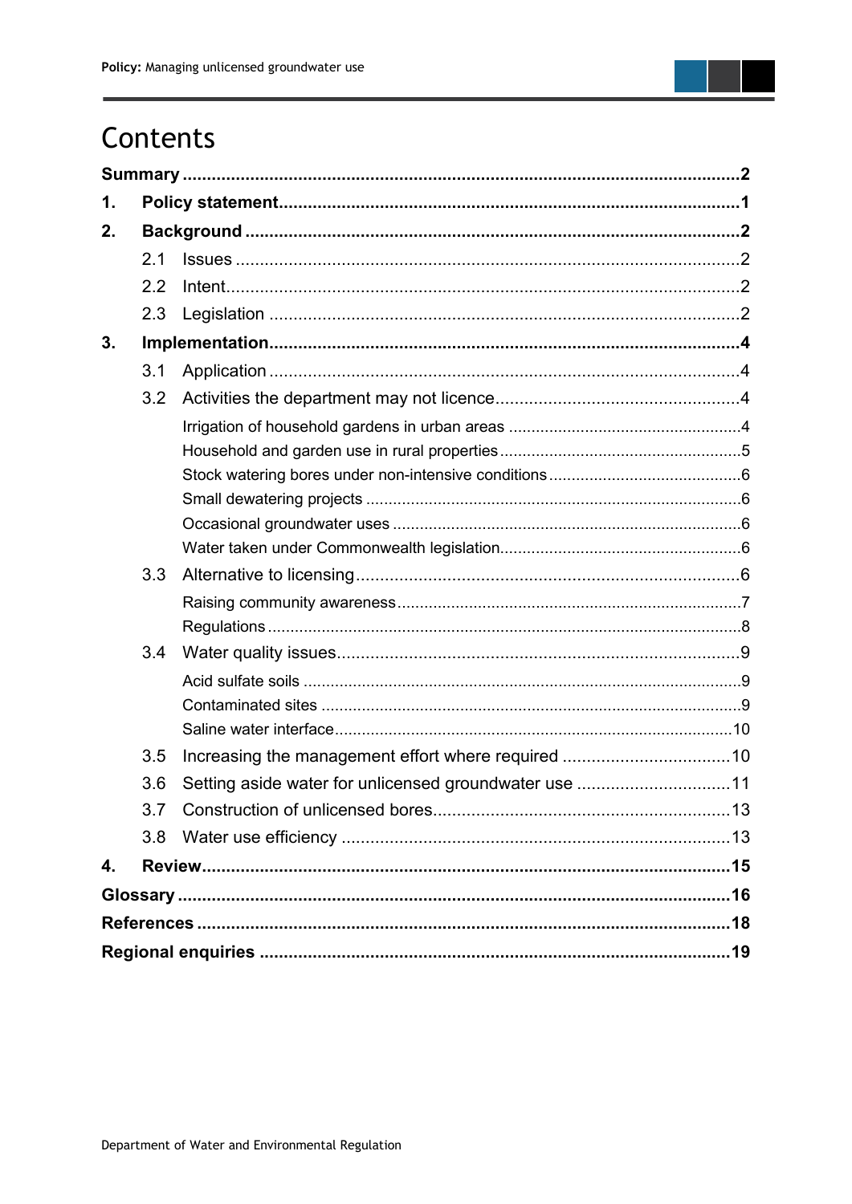# Contents

**Summary** .......... **2**

**1. Policy statement** .......... **1**

**2. Background** .......... **2**

- 2.1 Issues .......... 2
- 2.2 Intent .......... 2
- 2.3 Legislation .......... 2

**3. Implementation** .......... **4**

- 3.1 Application .......... 4
- 3.2 Activities the department may not licence .......... 4
  - Irrigation of household gardens in urban areas .......... 4
  - Household and garden use in rural properties .......... 5
  - Stock watering bores under non-intensive conditions .......... 6
  - Small dewatering projects .......... 6
  - Occasional groundwater uses .......... 6
  - Water taken under Commonwealth legislation .......... 6
- 3.3 Alternative to licensing .......... 6
  - Raising community awareness .......... 7
  - Regulations .......... 8
- 3.4 Water quality issues .......... 9
  - Acid sulfate soils .......... 9
  - Contaminated sites .......... 9
  - Saline water interface .......... 10
- 3.5 Increasing the management effort where required .......... 10
- 3.6 Setting aside water for unlicensed groundwater use .......... 11
- 3.7 Construction of unlicensed bores .......... 13
- 3.8 Water use efficiency .......... 13

**4. Review** .......... **15**

**Glossary** .......... **16**

**References** .......... **18**

**Regional enquiries** .......... **19**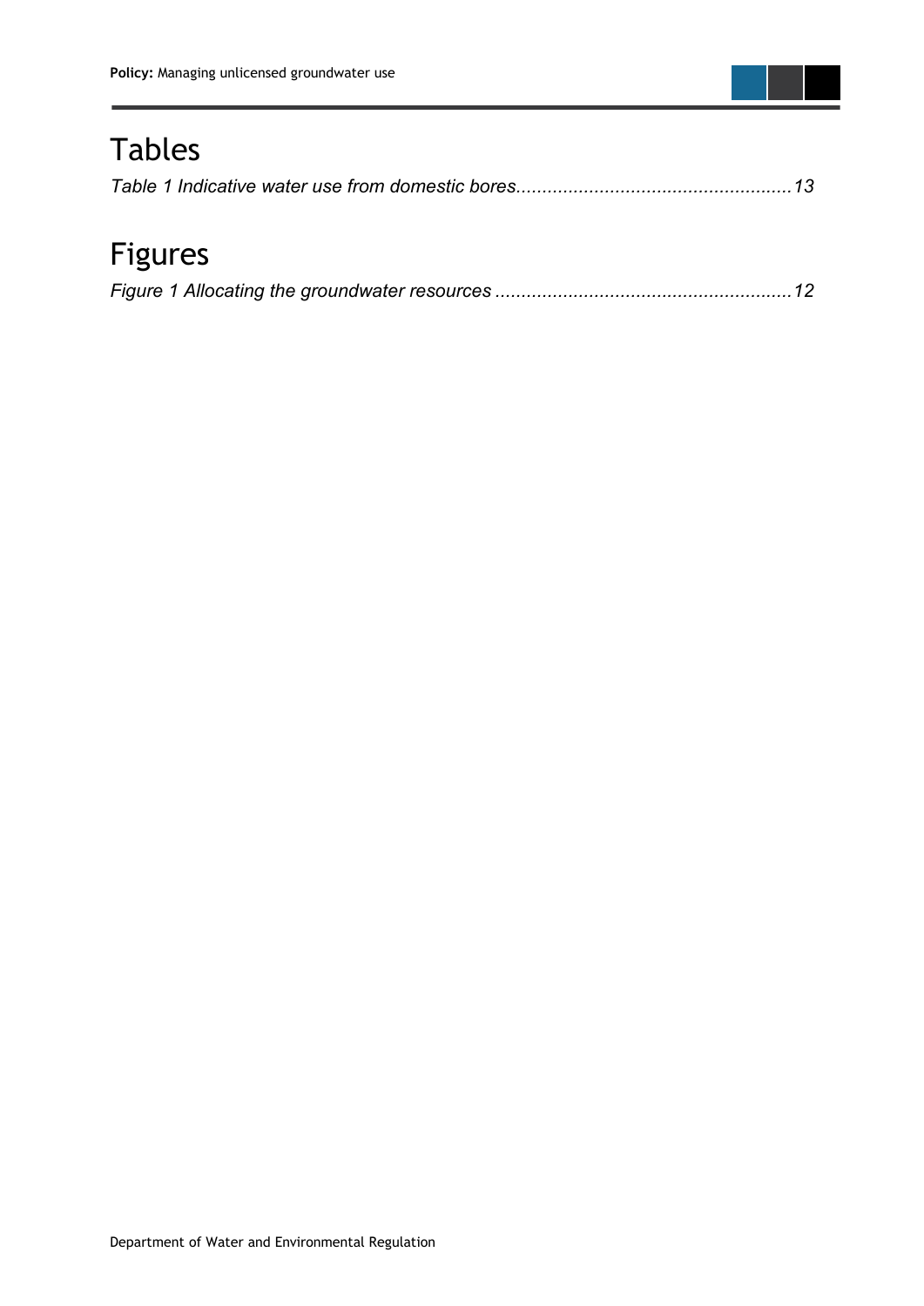# Tables

*Table 1 Indicative water use from domestic bores.....................................................13*

# Figures

*Figure 1 Allocating the groundwater resources .........................................................12*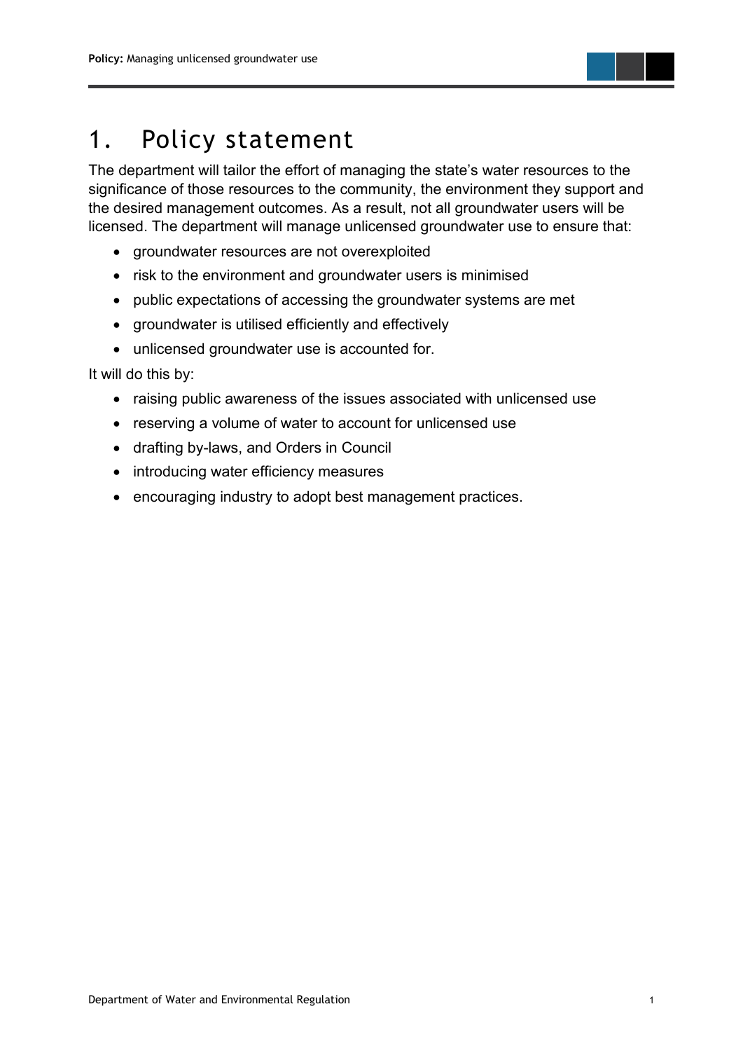# 1. Policy statement

The department will tailor the effort of managing the state's water resources to the significance of those resources to the community, the environment they support and the desired management outcomes. As a result, not all groundwater users will be licensed. The department will manage unlicensed groundwater use to ensure that:

- groundwater resources are not overexploited
- risk to the environment and groundwater users is minimised
- public expectations of accessing the groundwater systems are met
- groundwater is utilised efficiently and effectively
- unlicensed groundwater use is accounted for.

It will do this by:

- raising public awareness of the issues associated with unlicensed use
- reserving a volume of water to account for unlicensed use
- drafting by-laws, and Orders in Council
- introducing water efficiency measures
- encouraging industry to adopt best management practices.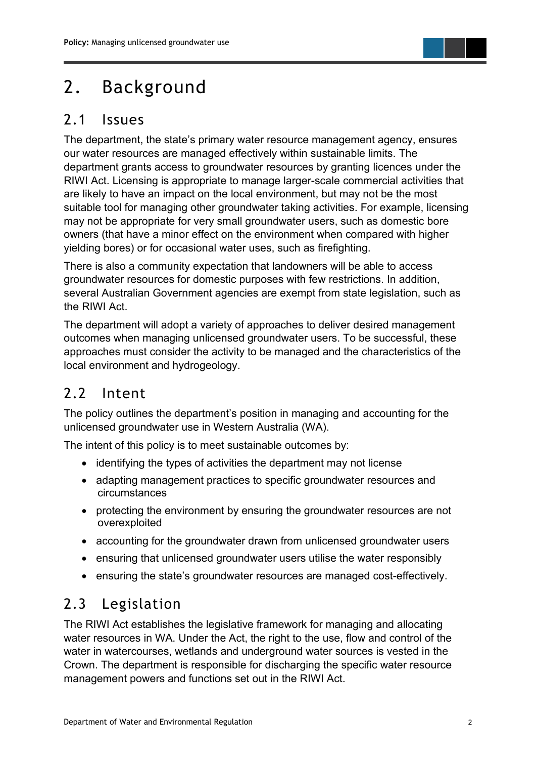# 2. Background

## 2.1 Issues

The department, the state's primary water resource management agency, ensures our water resources are managed effectively within sustainable limits. The department grants access to groundwater resources by granting licences under the RIWI Act. Licensing is appropriate to manage larger-scale commercial activities that are likely to have an impact on the local environment, but may not be the most suitable tool for managing other groundwater taking activities. For example, licensing may not be appropriate for very small groundwater users, such as domestic bore owners (that have a minor effect on the environment when compared with higher yielding bores) or for occasional water uses, such as firefighting.

There is also a community expectation that landowners will be able to access groundwater resources for domestic purposes with few restrictions. In addition, several Australian Government agencies are exempt from state legislation, such as the RIWI Act.

The department will adopt a variety of approaches to deliver desired management outcomes when managing unlicensed groundwater users. To be successful, these approaches must consider the activity to be managed and the characteristics of the local environment and hydrogeology.

## 2.2 Intent

The policy outlines the department's position in managing and accounting for the unlicensed groundwater use in Western Australia (WA).

The intent of this policy is to meet sustainable outcomes by:

- identifying the types of activities the department may not license
- adapting management practices to specific groundwater resources and circumstances
- protecting the environment by ensuring the groundwater resources are not overexploited
- accounting for the groundwater drawn from unlicensed groundwater users
- ensuring that unlicensed groundwater users utilise the water responsibly
- ensuring the state's groundwater resources are managed cost-effectively.

## 2.3 Legislation

The RIWI Act establishes the legislative framework for managing and allocating water resources in WA. Under the Act, the right to the use, flow and control of the water in watercourses, wetlands and underground water sources is vested in the Crown. The department is responsible for discharging the specific water resource management powers and functions set out in the RIWI Act.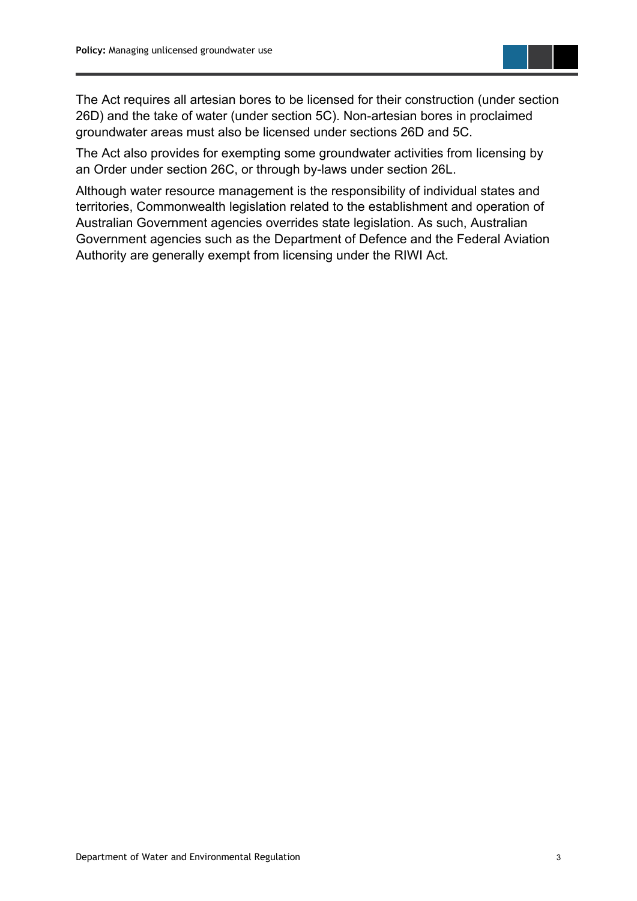The Act requires all artesian bores to be licensed for their construction (under section 26D) and the take of water (under section 5C). Non-artesian bores in proclaimed groundwater areas must also be licensed under sections 26D and 5C.

The Act also provides for exempting some groundwater activities from licensing by an Order under section 26C, or through by-laws under section 26L.

Although water resource management is the responsibility of individual states and territories, Commonwealth legislation related to the establishment and operation of Australian Government agencies overrides state legislation. As such, Australian Government agencies such as the Department of Defence and the Federal Aviation Authority are generally exempt from licensing under the RIWI Act.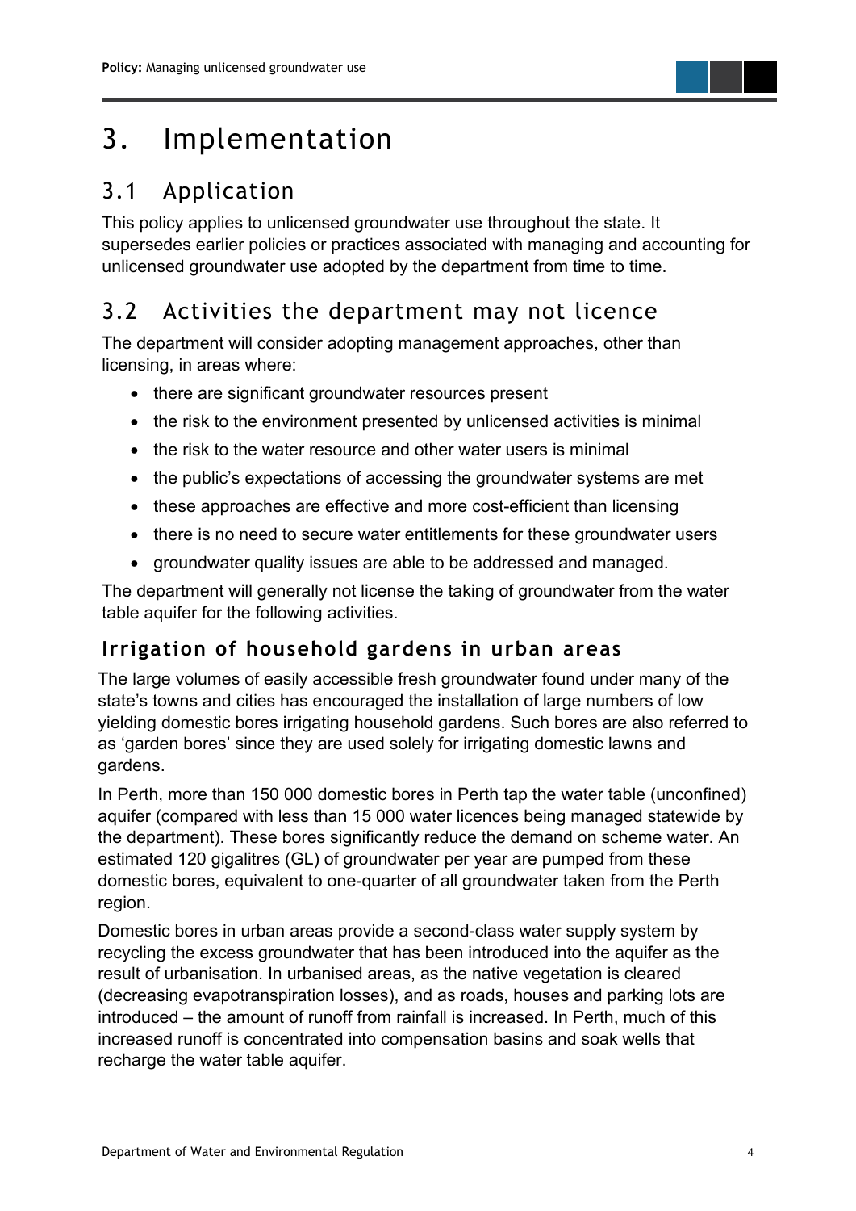# 3. Implementation

## 3.1 Application

This policy applies to unlicensed groundwater use throughout the state. It supersedes earlier policies or practices associated with managing and accounting for unlicensed groundwater use adopted by the department from time to time.

## 3.2 Activities the department may not licence

The department will consider adopting management approaches, other than licensing, in areas where:

- there are significant groundwater resources present
- the risk to the environment presented by unlicensed activities is minimal
- the risk to the water resource and other water users is minimal
- the public's expectations of accessing the groundwater systems are met
- these approaches are effective and more cost-efficient than licensing
- there is no need to secure water entitlements for these groundwater users
- groundwater quality issues are able to be addressed and managed.

The department will generally not license the taking of groundwater from the water table aquifer for the following activities.

### Irrigation of household gardens in urban areas

The large volumes of easily accessible fresh groundwater found under many of the state's towns and cities has encouraged the installation of large numbers of low yielding domestic bores irrigating household gardens. Such bores are also referred to as 'garden bores' since they are used solely for irrigating domestic lawns and gardens.

In Perth, more than 150 000 domestic bores in Perth tap the water table (unconfined) aquifer (compared with less than 15 000 water licences being managed statewide by the department). These bores significantly reduce the demand on scheme water. An estimated 120 gigalitres (GL) of groundwater per year are pumped from these domestic bores, equivalent to one-quarter of all groundwater taken from the Perth region.

Domestic bores in urban areas provide a second-class water supply system by recycling the excess groundwater that has been introduced into the aquifer as the result of urbanisation. In urbanised areas, as the native vegetation is cleared (decreasing evapotranspiration losses), and as roads, houses and parking lots are introduced – the amount of runoff from rainfall is increased. In Perth, much of this increased runoff is concentrated into compensation basins and soak wells that recharge the water table aquifer.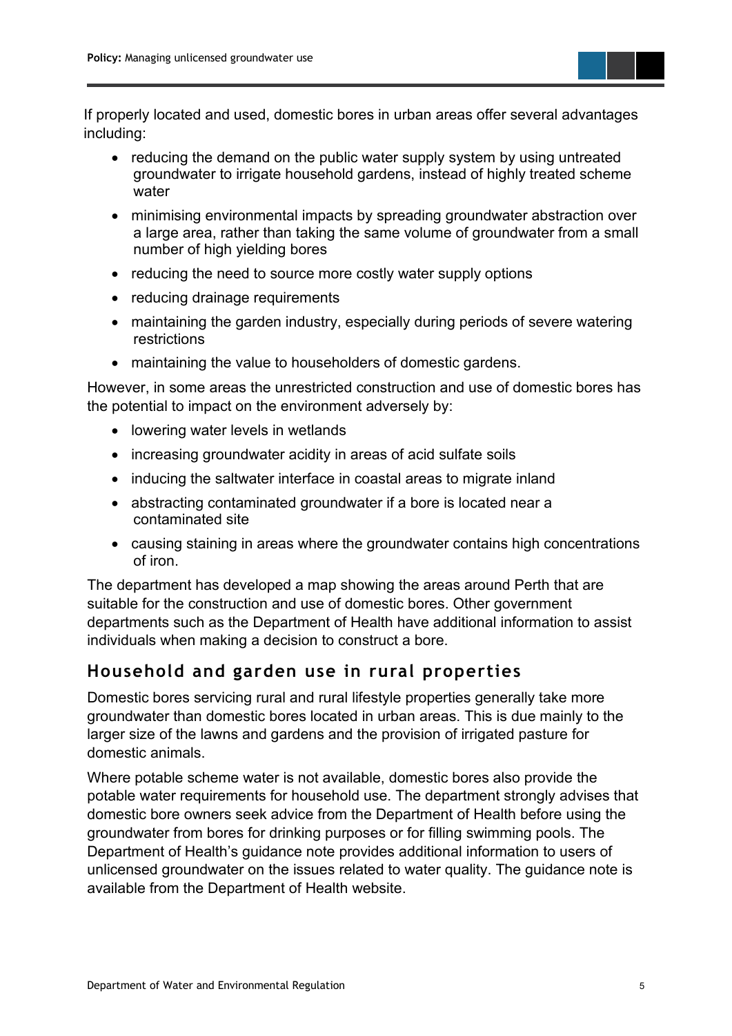If properly located and used, domestic bores in urban areas offer several advantages including:

- reducing the demand on the public water supply system by using untreated groundwater to irrigate household gardens, instead of highly treated scheme water
- minimising environmental impacts by spreading groundwater abstraction over a large area, rather than taking the same volume of groundwater from a small number of high yielding bores
- reducing the need to source more costly water supply options
- reducing drainage requirements
- maintaining the garden industry, especially during periods of severe watering restrictions
- maintaining the value to householders of domestic gardens.

However, in some areas the unrestricted construction and use of domestic bores has the potential to impact on the environment adversely by:

- lowering water levels in wetlands
- increasing groundwater acidity in areas of acid sulfate soils
- inducing the saltwater interface in coastal areas to migrate inland
- abstracting contaminated groundwater if a bore is located near a contaminated site
- causing staining in areas where the groundwater contains high concentrations of iron.

The department has developed a map showing the areas around Perth that are suitable for the construction and use of domestic bores. Other government departments such as the Department of Health have additional information to assist individuals when making a decision to construct a bore.

## Household and garden use in rural properties

Domestic bores servicing rural and rural lifestyle properties generally take more groundwater than domestic bores located in urban areas. This is due mainly to the larger size of the lawns and gardens and the provision of irrigated pasture for domestic animals.

Where potable scheme water is not available, domestic bores also provide the potable water requirements for household use. The department strongly advises that domestic bore owners seek advice from the Department of Health before using the groundwater from bores for drinking purposes or for filling swimming pools. The Department of Health's guidance note provides additional information to users of unlicensed groundwater on the issues related to water quality. The guidance note is available from the Department of Health website.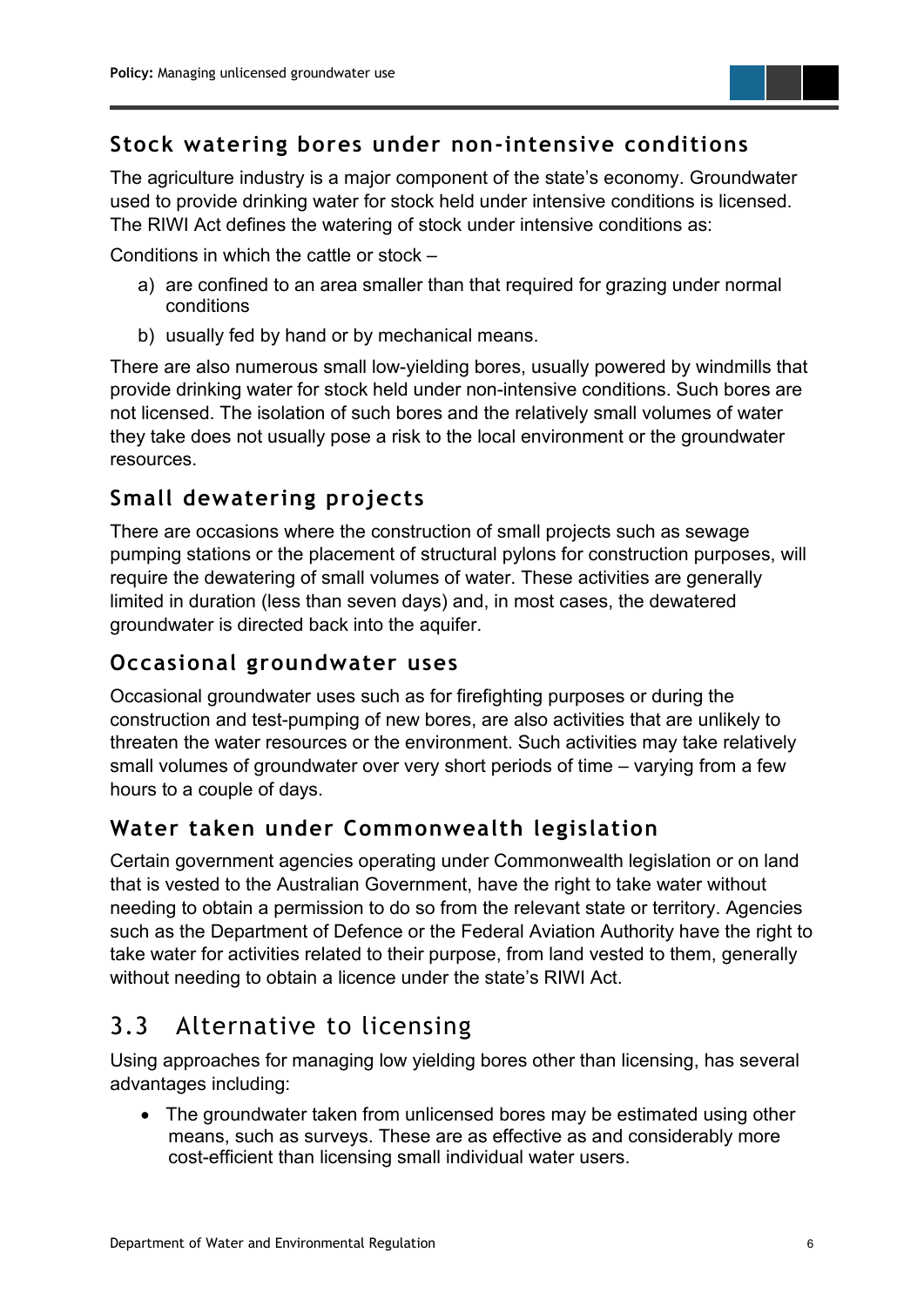### Stock watering bores under non-intensive conditions

The agriculture industry is a major component of the state's economy. Groundwater used to provide drinking water for stock held under intensive conditions is licensed. The RIWI Act defines the watering of stock under intensive conditions as:

Conditions in which the cattle or stock –

a) are confined to an area smaller than that required for grazing under normal conditions
b) usually fed by hand or by mechanical means.

There are also numerous small low-yielding bores, usually powered by windmills that provide drinking water for stock held under non-intensive conditions. Such bores are not licensed. The isolation of such bores and the relatively small volumes of water they take does not usually pose a risk to the local environment or the groundwater resources.

### Small dewatering projects

There are occasions where the construction of small projects such as sewage pumping stations or the placement of structural pylons for construction purposes, will require the dewatering of small volumes of water. These activities are generally limited in duration (less than seven days) and, in most cases, the dewatered groundwater is directed back into the aquifer.

### Occasional groundwater uses

Occasional groundwater uses such as for firefighting purposes or during the construction and test-pumping of new bores, are also activities that are unlikely to threaten the water resources or the environment. Such activities may take relatively small volumes of groundwater over very short periods of time – varying from a few hours to a couple of days.

### Water taken under Commonwealth legislation

Certain government agencies operating under Commonwealth legislation or on land that is vested to the Australian Government, have the right to take water without needing to obtain a permission to do so from the relevant state or territory. Agencies such as the Department of Defence or the Federal Aviation Authority have the right to take water for activities related to their purpose, from land vested to them, generally without needing to obtain a licence under the state's RIWI Act.

## 3.3 Alternative to licensing

Using approaches for managing low yielding bores other than licensing, has several advantages including:

- The groundwater taken from unlicensed bores may be estimated using other means, such as surveys. These are as effective as and considerably more cost-efficient than licensing small individual water users.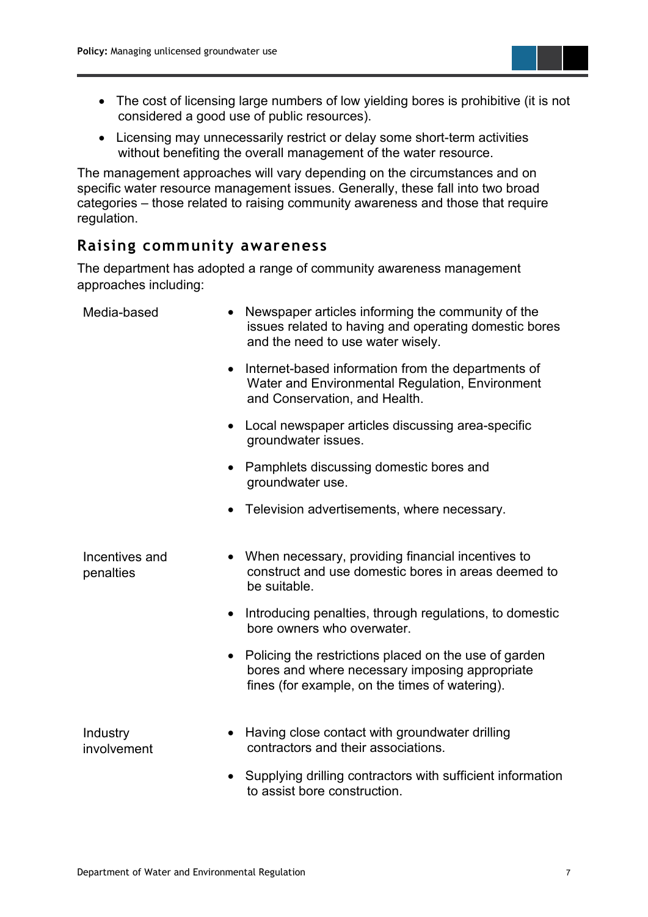- The cost of licensing large numbers of low yielding bores is prohibitive (it is not considered a good use of public resources).
- Licensing may unnecessarily restrict or delay some short-term activities without benefiting the overall management of the water resource.

The management approaches will vary depending on the circumstances and on specific water resource management issues. Generally, these fall into two broad categories – those related to raising community awareness and those that require regulation.

## Raising community awareness

The department has adopted a range of community awareness management approaches including:

| | |
|---|---|
| Media-based | • Newspaper articles informing the community of the issues related to having and operating domestic bores and the need to use water wisely.<br>• Internet-based information from the departments of Water and Environmental Regulation, Environment and Conservation, and Health.<br>• Local newspaper articles discussing area-specific groundwater issues.<br>• Pamphlets discussing domestic bores and groundwater use.<br>• Television advertisements, where necessary. |
| Incentives and penalties | • When necessary, providing financial incentives to construct and use domestic bores in areas deemed to be suitable.<br>• Introducing penalties, through regulations, to domestic bore owners who overwater.<br>• Policing the restrictions placed on the use of garden bores and where necessary imposing appropriate fines (for example, on the times of watering). |
| Industry involvement | • Having close contact with groundwater drilling contractors and their associations.<br>• Supplying drilling contractors with sufficient information to assist bore construction. |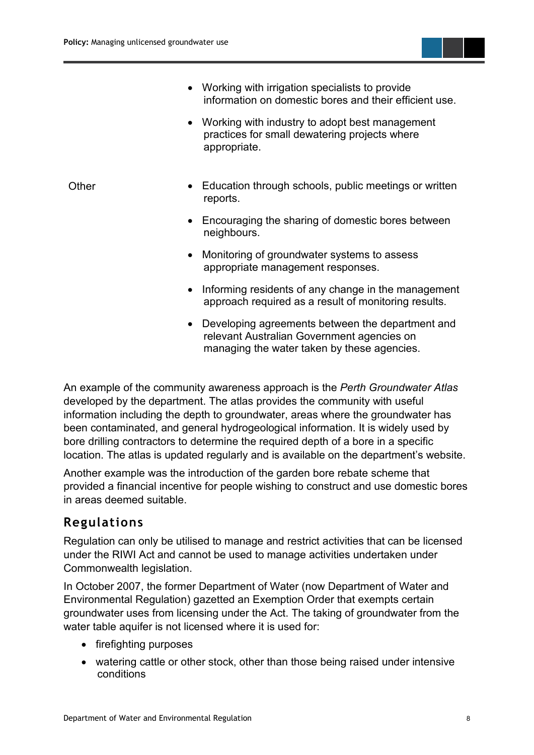| | |
|---|---|
| | • Working with irrigation specialists to provide information on domestic bores and their efficient use.<br>• Working with industry to adopt best management practices for small dewatering projects where appropriate. |
| Other | • Education through schools, public meetings or written reports.<br>• Encouraging the sharing of domestic bores between neighbours.<br>• Monitoring of groundwater systems to assess appropriate management responses.<br>• Informing residents of any change in the management approach required as a result of monitoring results.<br>• Developing agreements between the department and relevant Australian Government agencies on managing the water taken by these agencies. |

An example of the community awareness approach is the *Perth Groundwater Atlas* developed by the department. The atlas provides the community with useful information including the depth to groundwater, areas where the groundwater has been contaminated, and general hydrogeological information. It is widely used by bore drilling contractors to determine the required depth of a bore in a specific location. The atlas is updated regularly and is available on the department's website.

Another example was the introduction of the garden bore rebate scheme that provided a financial incentive for people wishing to construct and use domestic bores in areas deemed suitable.

## Regulations

Regulation can only be utilised to manage and restrict activities that can be licensed under the RIWI Act and cannot be used to manage activities undertaken under Commonwealth legislation.

In October 2007, the former Department of Water (now Department of Water and Environmental Regulation) gazetted an Exemption Order that exempts certain groundwater uses from licensing under the Act. The taking of groundwater from the water table aquifer is not licensed where it is used for:

- firefighting purposes
- watering cattle or other stock, other than those being raised under intensive conditions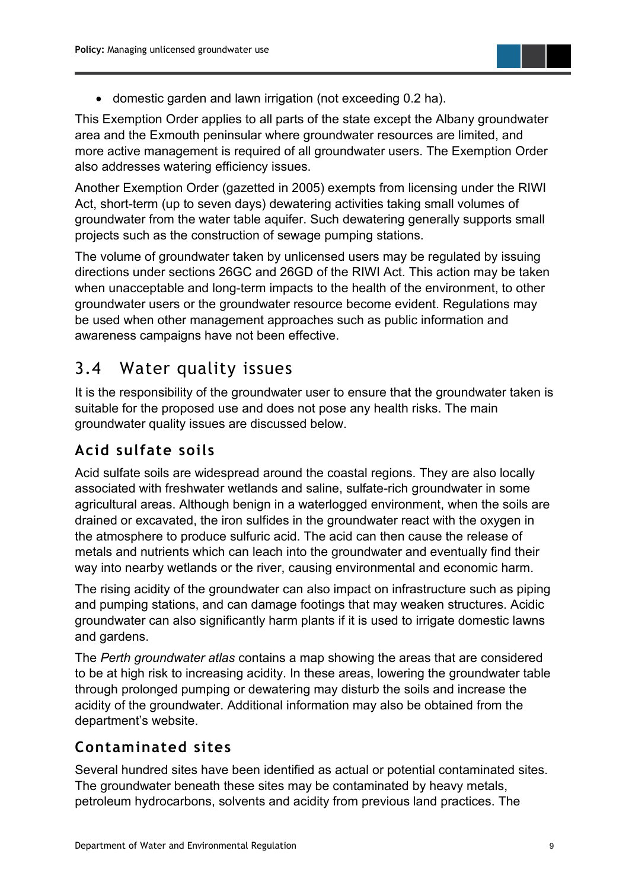- domestic garden and lawn irrigation (not exceeding 0.2 ha).

This Exemption Order applies to all parts of the state except the Albany groundwater area and the Exmouth peninsular where groundwater resources are limited, and more active management is required of all groundwater users. The Exemption Order also addresses watering efficiency issues.

Another Exemption Order (gazetted in 2005) exempts from licensing under the RIWI Act, short-term (up to seven days) dewatering activities taking small volumes of groundwater from the water table aquifer. Such dewatering generally supports small projects such as the construction of sewage pumping stations.

The volume of groundwater taken by unlicensed users may be regulated by issuing directions under sections 26GC and 26GD of the RIWI Act. This action may be taken when unacceptable and long-term impacts to the health of the environment, to other groundwater users or the groundwater resource become evident. Regulations may be used when other management approaches such as public information and awareness campaigns have not been effective.

## 3.4 Water quality issues

It is the responsibility of the groundwater user to ensure that the groundwater taken is suitable for the proposed use and does not pose any health risks. The main groundwater quality issues are discussed below.

### Acid sulfate soils

Acid sulfate soils are widespread around the coastal regions. They are also locally associated with freshwater wetlands and saline, sulfate-rich groundwater in some agricultural areas. Although benign in a waterlogged environment, when the soils are drained or excavated, the iron sulfides in the groundwater react with the oxygen in the atmosphere to produce sulfuric acid. The acid can then cause the release of metals and nutrients which can leach into the groundwater and eventually find their way into nearby wetlands or the river, causing environmental and economic harm.

The rising acidity of the groundwater can also impact on infrastructure such as piping and pumping stations, and can damage footings that may weaken structures. Acidic groundwater can also significantly harm plants if it is used to irrigate domestic lawns and gardens.

The *Perth groundwater atlas* contains a map showing the areas that are considered to be at high risk to increasing acidity. In these areas, lowering the groundwater table through prolonged pumping or dewatering may disturb the soils and increase the acidity of the groundwater. Additional information may also be obtained from the department's website.

### Contaminated sites

Several hundred sites have been identified as actual or potential contaminated sites. The groundwater beneath these sites may be contaminated by heavy metals, petroleum hydrocarbons, solvents and acidity from previous land practices. The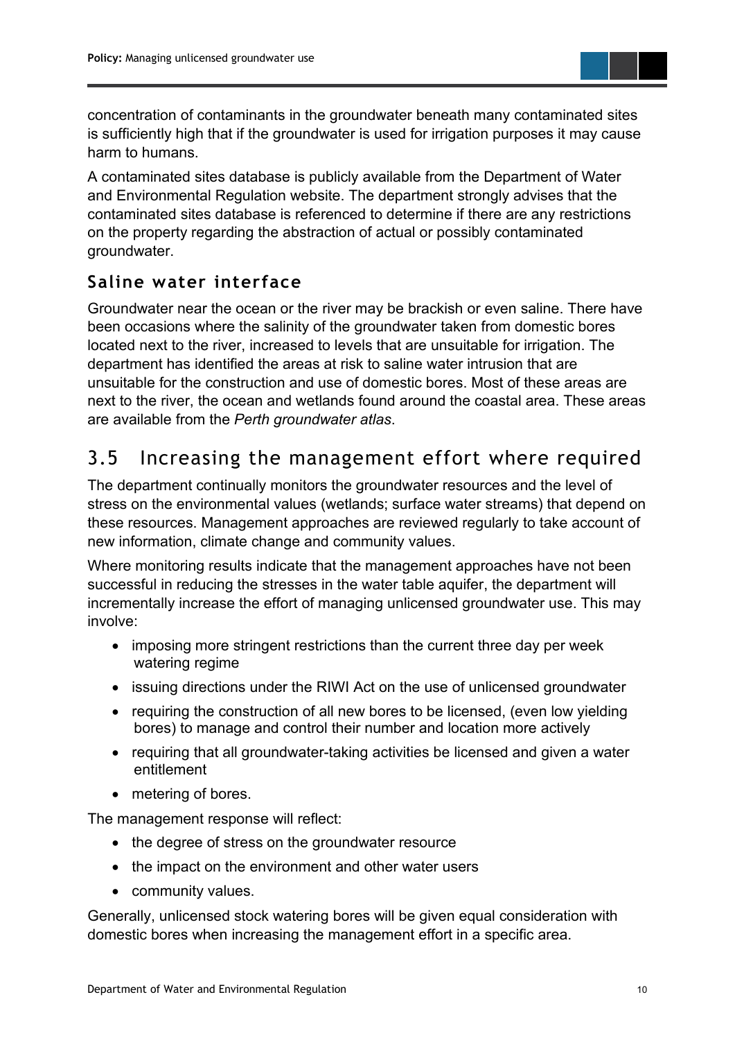concentration of contaminants in the groundwater beneath many contaminated sites is sufficiently high that if the groundwater is used for irrigation purposes it may cause harm to humans.

A contaminated sites database is publicly available from the Department of Water and Environmental Regulation website. The department strongly advises that the contaminated sites database is referenced to determine if there are any restrictions on the property regarding the abstraction of actual or possibly contaminated groundwater.

### Saline water interface

Groundwater near the ocean or the river may be brackish or even saline. There have been occasions where the salinity of the groundwater taken from domestic bores located next to the river, increased to levels that are unsuitable for irrigation. The department has identified the areas at risk to saline water intrusion that are unsuitable for the construction and use of domestic bores. Most of these areas are next to the river, the ocean and wetlands found around the coastal area. These areas are available from the *Perth groundwater atlas*.

## 3.5 Increasing the management effort where required

The department continually monitors the groundwater resources and the level of stress on the environmental values (wetlands; surface water streams) that depend on these resources. Management approaches are reviewed regularly to take account of new information, climate change and community values.

Where monitoring results indicate that the management approaches have not been successful in reducing the stresses in the water table aquifer, the department will incrementally increase the effort of managing unlicensed groundwater use. This may involve:

- imposing more stringent restrictions than the current three day per week watering regime
- issuing directions under the RIWI Act on the use of unlicensed groundwater
- requiring the construction of all new bores to be licensed, (even low yielding bores) to manage and control their number and location more actively
- requiring that all groundwater-taking activities be licensed and given a water entitlement
- metering of bores.

The management response will reflect:

- the degree of stress on the groundwater resource
- the impact on the environment and other water users
- community values.

Generally, unlicensed stock watering bores will be given equal consideration with domestic bores when increasing the management effort in a specific area.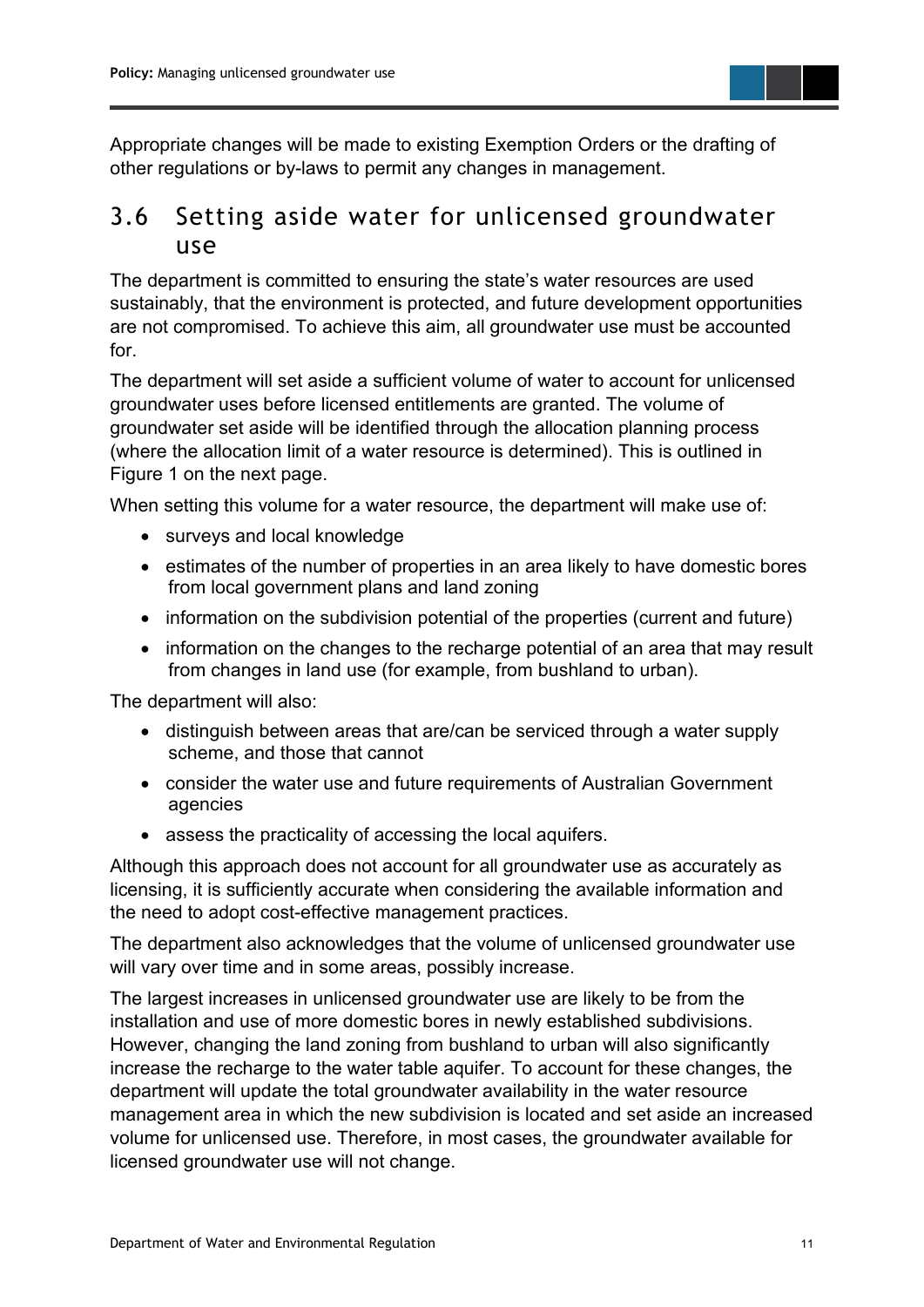Appropriate changes will be made to existing Exemption Orders or the drafting of other regulations or by-laws to permit any changes in management.

## 3.6 Setting aside water for unlicensed groundwater use

The department is committed to ensuring the state's water resources are used sustainably, that the environment is protected, and future development opportunities are not compromised. To achieve this aim, all groundwater use must be accounted for.

The department will set aside a sufficient volume of water to account for unlicensed groundwater uses before licensed entitlements are granted. The volume of groundwater set aside will be identified through the allocation planning process (where the allocation limit of a water resource is determined). This is outlined in Figure 1 on the next page.

When setting this volume for a water resource, the department will make use of:

- surveys and local knowledge
- estimates of the number of properties in an area likely to have domestic bores from local government plans and land zoning
- information on the subdivision potential of the properties (current and future)
- information on the changes to the recharge potential of an area that may result from changes in land use (for example, from bushland to urban).

The department will also:

- distinguish between areas that are/can be serviced through a water supply scheme, and those that cannot
- consider the water use and future requirements of Australian Government agencies
- assess the practicality of accessing the local aquifers.

Although this approach does not account for all groundwater use as accurately as licensing, it is sufficiently accurate when considering the available information and the need to adopt cost-effective management practices.

The department also acknowledges that the volume of unlicensed groundwater use will vary over time and in some areas, possibly increase.

The largest increases in unlicensed groundwater use are likely to be from the installation and use of more domestic bores in newly established subdivisions. However, changing the land zoning from bushland to urban will also significantly increase the recharge to the water table aquifer. To account for these changes, the department will update the total groundwater availability in the water resource management area in which the new subdivision is located and set aside an increased volume for unlicensed use. Therefore, in most cases, the groundwater available for licensed groundwater use will not change.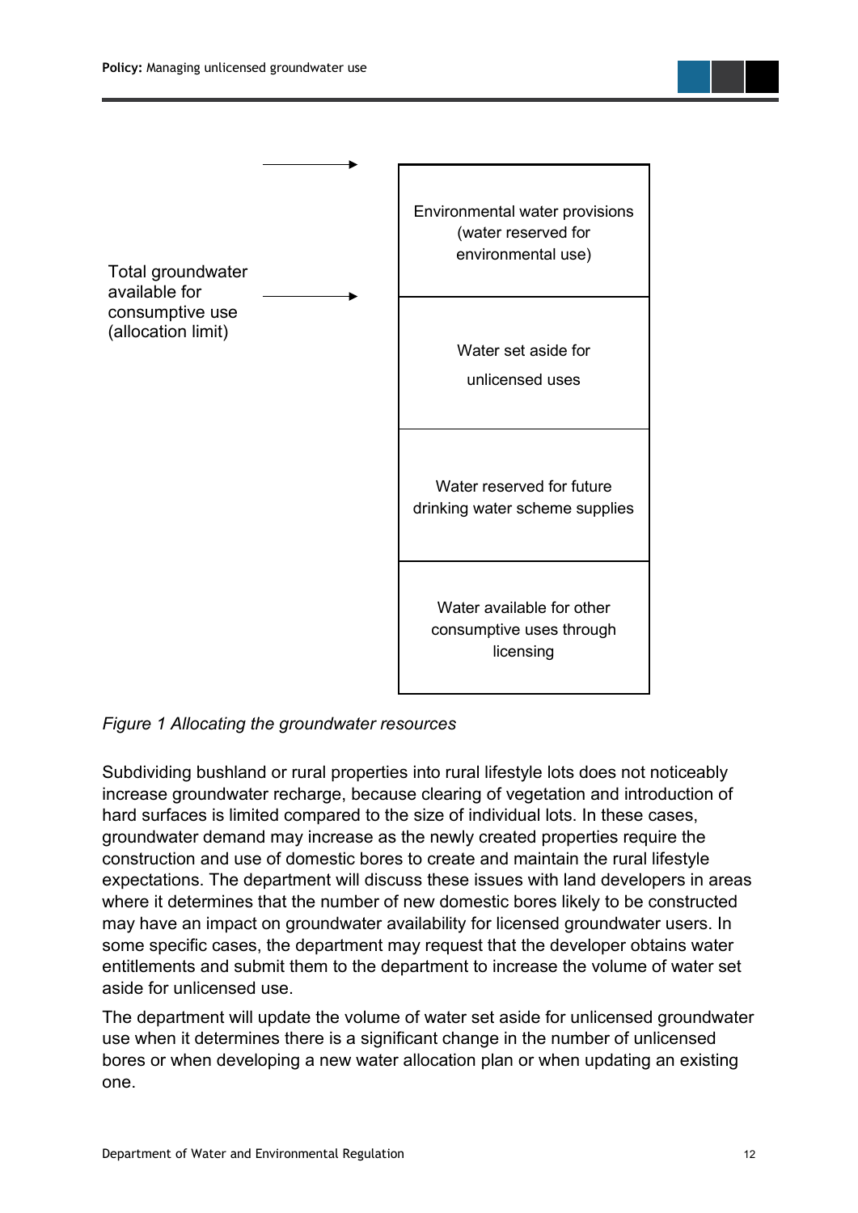| | |
|---|---|
| | Environmental water provisions (water reserved for environmental use) |
| Total groundwater available for consumptive use (allocation limit) | Water set aside for unlicensed uses |
| | Water reserved for future drinking water scheme supplies |
| | Water available for other consumptive uses through licensing |

*Figure 1 Allocating the groundwater resources*

Subdividing bushland or rural properties into rural lifestyle lots does not noticeably increase groundwater recharge, because clearing of vegetation and introduction of hard surfaces is limited compared to the size of individual lots. In these cases, groundwater demand may increase as the newly created properties require the construction and use of domestic bores to create and maintain the rural lifestyle expectations. The department will discuss these issues with land developers in areas where it determines that the number of new domestic bores likely to be constructed may have an impact on groundwater availability for licensed groundwater users. In some specific cases, the department may request that the developer obtains water entitlements and submit them to the department to increase the volume of water set aside for unlicensed use.

The department will update the volume of water set aside for unlicensed groundwater use when it determines there is a significant change in the number of unlicensed bores or when developing a new water allocation plan or when updating an existing one.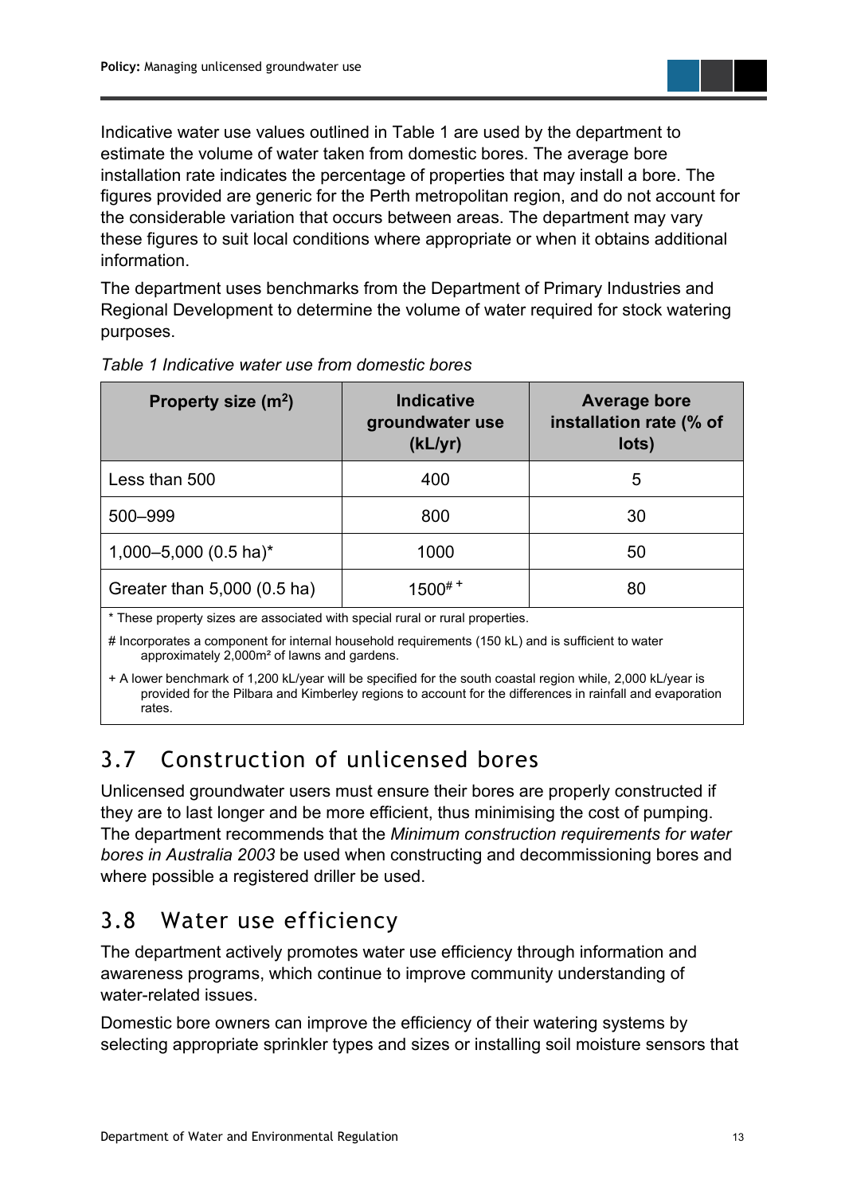Indicative water use values outlined in Table 1 are used by the department to estimate the volume of water taken from domestic bores. The average bore installation rate indicates the percentage of properties that may install a bore. The figures provided are generic for the Perth metropolitan region, and do not account for the considerable variation that occurs between areas. The department may vary these figures to suit local conditions where appropriate or when it obtains additional information.

The department uses benchmarks from the Department of Primary Industries and Regional Development to determine the volume of water required for stock watering purposes.

*Table 1 Indicative water use from domestic bores*

| Property size ($m^2$) | Indicative groundwater use (kL/yr) | Average bore installation rate (% of lots) |
|---|---|---|
| Less than 500 | 400 | 5 |
| 500–999 | 800 | 30 |
| 1,000–5,000 (0.5 ha)* | 1000 | 50 |
| Greater than 5,000 (0.5 ha) | 1500# + | 80 |

* These property sizes are associated with special rural or rural properties.

# Incorporates a component for internal household requirements (150 kL) and is sufficient to water approximately 2,000m² of lawns and gardens.

+ A lower benchmark of 1,200 kL/year will be specified for the south coastal region while, 2,000 kL/year is provided for the Pilbara and Kimberley regions to account for the differences in rainfall and evaporation rates.

## 3.7 Construction of unlicensed bores

Unlicensed groundwater users must ensure their bores are properly constructed if they are to last longer and be more efficient, thus minimising the cost of pumping. The department recommends that the *Minimum construction requirements for water bores in Australia 2003* be used when constructing and decommissioning bores and where possible a registered driller be used.

## 3.8 Water use efficiency

The department actively promotes water use efficiency through information and awareness programs, which continue to improve community understanding of water-related issues.

Domestic bore owners can improve the efficiency of their watering systems by selecting appropriate sprinkler types and sizes or installing soil moisture sensors that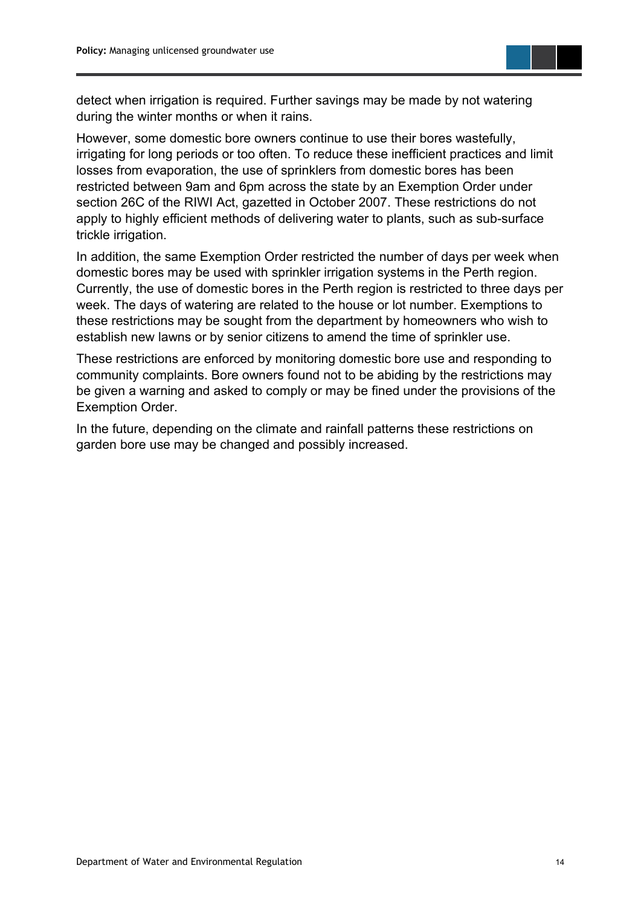detect when irrigation is required. Further savings may be made by not watering during the winter months or when it rains.

However, some domestic bore owners continue to use their bores wastefully, irrigating for long periods or too often. To reduce these inefficient practices and limit losses from evaporation, the use of sprinklers from domestic bores has been restricted between 9am and 6pm across the state by an Exemption Order under section 26C of the RIWI Act, gazetted in October 2007. These restrictions do not apply to highly efficient methods of delivering water to plants, such as sub-surface trickle irrigation.

In addition, the same Exemption Order restricted the number of days per week when domestic bores may be used with sprinkler irrigation systems in the Perth region. Currently, the use of domestic bores in the Perth region is restricted to three days per week. The days of watering are related to the house or lot number. Exemptions to these restrictions may be sought from the department by homeowners who wish to establish new lawns or by senior citizens to amend the time of sprinkler use.

These restrictions are enforced by monitoring domestic bore use and responding to community complaints. Bore owners found not to be abiding by the restrictions may be given a warning and asked to comply or may be fined under the provisions of the Exemption Order.

In the future, depending on the climate and rainfall patterns these restrictions on garden bore use may be changed and possibly increased.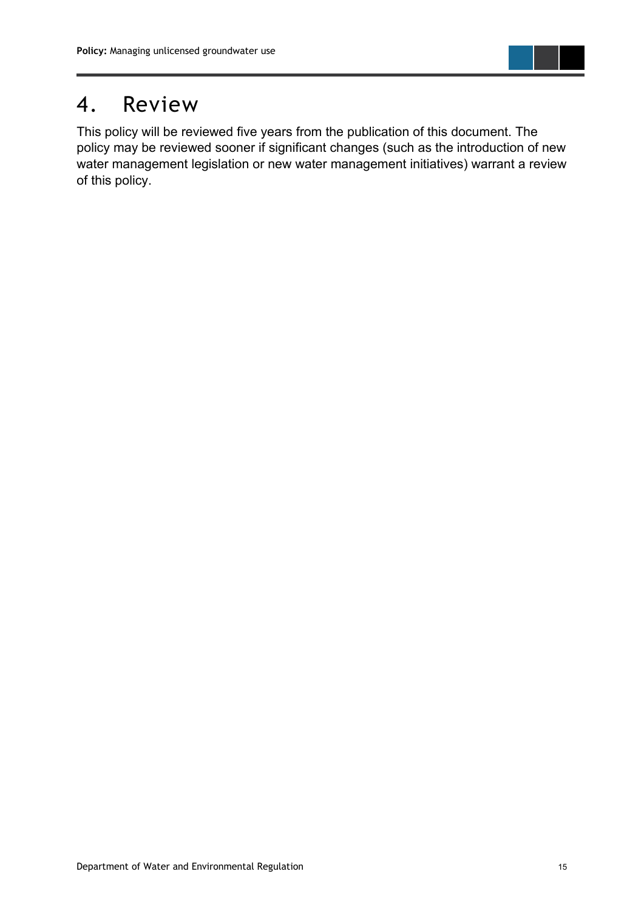# 4. Review

This policy will be reviewed five years from the publication of this document. The policy may be reviewed sooner if significant changes (such as the introduction of new water management legislation or new water management initiatives) warrant a review of this policy.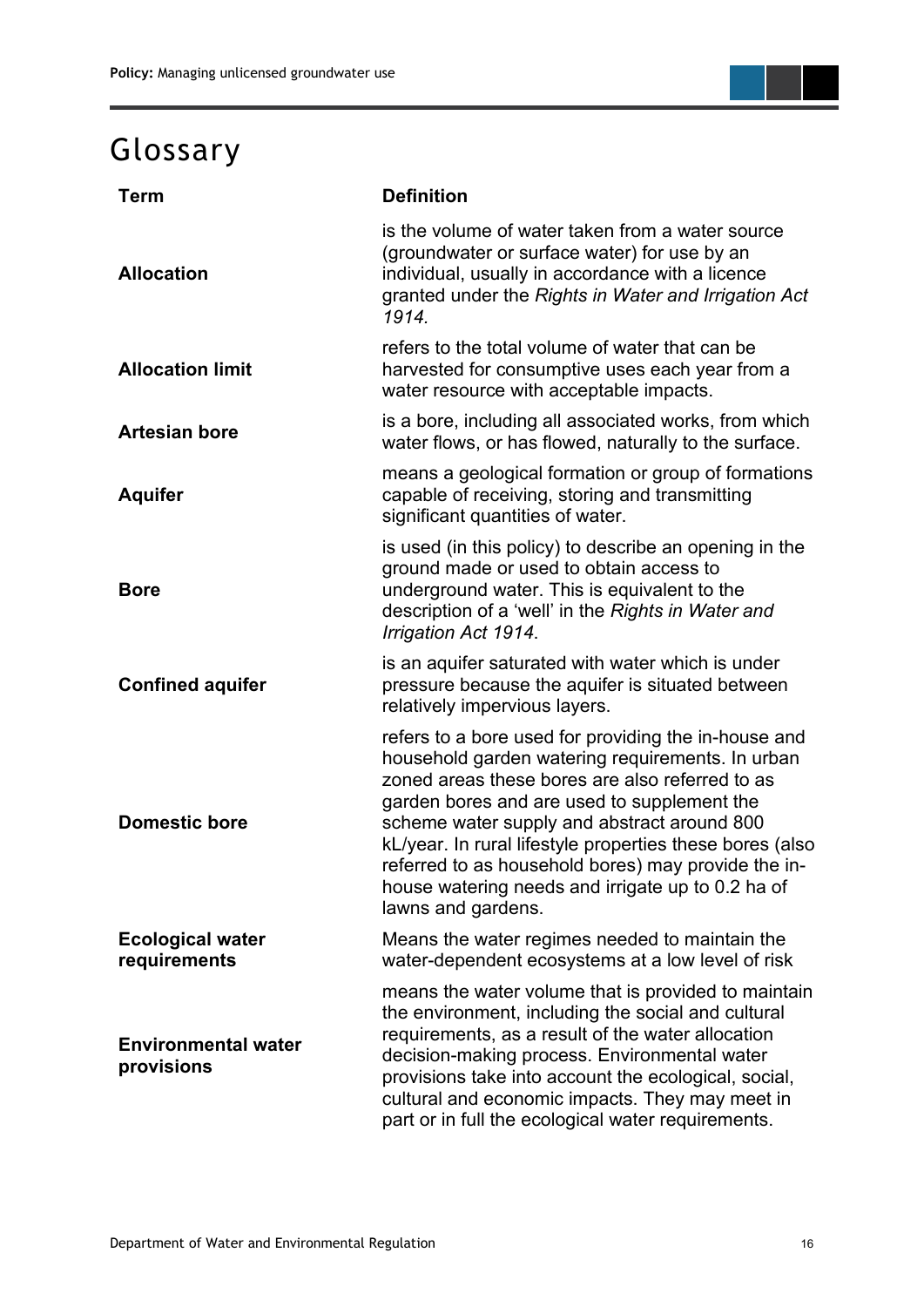# Glossary

| Term | Definition |
|---|---|
| **Allocation** | is the volume of water taken from a water source (groundwater or surface water) for use by an individual, usually in accordance with a licence granted under the *Rights in Water and Irrigation Act 1914.* |
| **Allocation limit** | refers to the total volume of water that can be harvested for consumptive uses each year from a water resource with acceptable impacts. |
| **Artesian bore** | is a bore, including all associated works, from which water flows, or has flowed, naturally to the surface. |
| **Aquifer** | means a geological formation or group of formations capable of receiving, storing and transmitting significant quantities of water. |
| **Bore** | is used (in this policy) to describe an opening in the ground made or used to obtain access to underground water. This is equivalent to the description of a 'well' in the *Rights in Water and Irrigation Act 1914.* |
| **Confined aquifer** | is an aquifer saturated with water which is under pressure because the aquifer is situated between relatively impervious layers. |
| **Domestic bore** | refers to a bore used for providing the in-house and household garden watering requirements. In urban zoned areas these bores are also referred to as garden bores and are used to supplement the scheme water supply and abstract around 800 kL/year. In rural lifestyle properties these bores (also referred to as household bores) may provide the in-house watering needs and irrigate up to 0.2 ha of lawns and gardens. |
| **Ecological water requirements** | Means the water regimes needed to maintain the water-dependent ecosystems at a low level of risk |
| **Environmental water provisions** | means the water volume that is provided to maintain the environment, including the social and cultural requirements, as a result of the water allocation decision-making process. Environmental water provisions take into account the ecological, social, cultural and economic impacts. They may meet in part or in full the ecological water requirements. |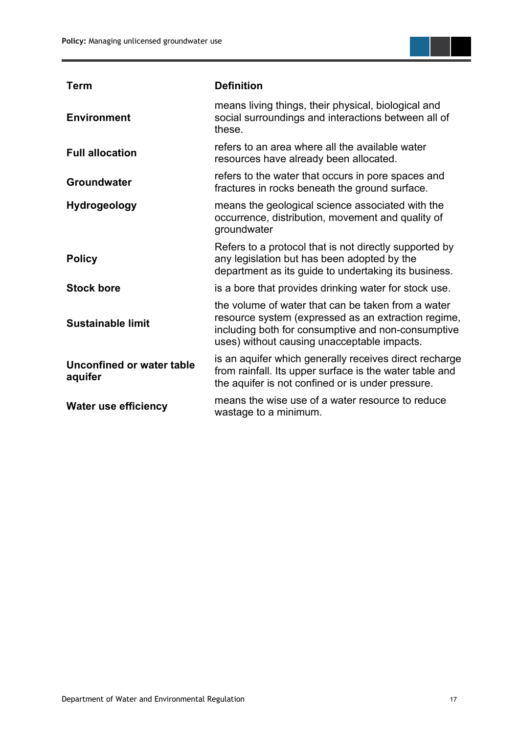| Term | Definition |
| --- | --- |
| **Environment** | means living things, their physical, biological and social surroundings and interactions between all of these. |
| **Full allocation** | refers to an area where all the available water resources have already been allocated. |
| **Groundwater** | refers to the water that occurs in pore spaces and fractures in rocks beneath the ground surface. |
| **Hydrogeology** | means the geological science associated with the occurrence, distribution, movement and quality of groundwater |
| **Policy** | Refers to a protocol that is not directly supported by any legislation but has been adopted by the department as its guide to undertaking its business. |
| **Stock bore** | is a bore that provides drinking water for stock use. |
| **Sustainable limit** | the volume of water that can be taken from a water resource system (expressed as an extraction regime, including both for consumptive and non-consumptive uses) without causing unacceptable impacts. |
| **Unconfined or water table aquifer** | is an aquifer which generally receives direct recharge from rainfall. Its upper surface is the water table and the aquifer is not confined or is under pressure. |
| **Water use efficiency** | means the wise use of a water resource to reduce wastage to a minimum. |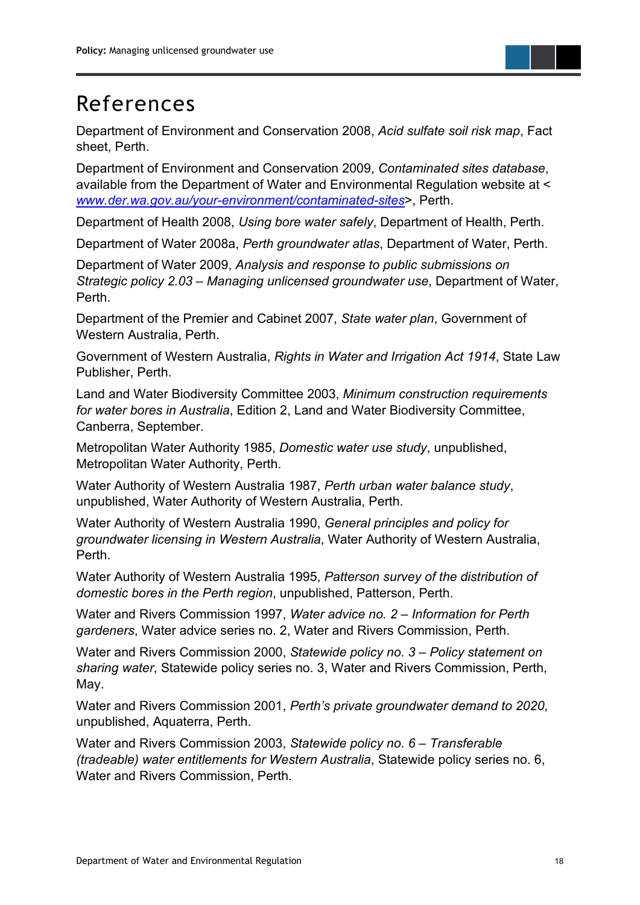# References

Department of Environment and Conservation 2008, *Acid sulfate soil risk map*, Fact sheet, Perth.

Department of Environment and Conservation 2009, *Contaminated sites database*, available from the Department of Water and Environmental Regulation website at < [www.der.wa.gov.au/your-environment/contaminated-sites](www.der.wa.gov.au/your-environment/contaminated-sites)>, Perth.

Department of Health 2008, *Using bore water safely*, Department of Health, Perth.

Department of Water 2008a, *Perth groundwater atlas*, Department of Water, Perth.

Department of Water 2009, *Analysis and response to public submissions on Strategic policy 2.03 – Managing unlicensed groundwater use*, Department of Water, Perth.

Department of the Premier and Cabinet 2007, *State water plan*, Government of Western Australia, Perth.

Government of Western Australia, *Rights in Water and Irrigation Act 1914*, State Law Publisher, Perth.

Land and Water Biodiversity Committee 2003, *Minimum construction requirements for water bores in Australia*, Edition 2, Land and Water Biodiversity Committee, Canberra, September.

Metropolitan Water Authority 1985, *Domestic water use study*, unpublished, Metropolitan Water Authority, Perth.

Water Authority of Western Australia 1987, *Perth urban water balance study*, unpublished, Water Authority of Western Australia, Perth.

Water Authority of Western Australia 1990, *General principles and policy for groundwater licensing in Western Australia*, Water Authority of Western Australia, Perth.

Water Authority of Western Australia 1995, *Patterson survey of the distribution of domestic bores in the Perth region*, unpublished, Patterson, Perth.

Water and Rivers Commission 1997, *Water advice no. 2 – Information for Perth gardeners*, Water advice series no. 2, Water and Rivers Commission, Perth.

Water and Rivers Commission 2000, *Statewide policy no. 3 – Policy statement on sharing water*, Statewide policy series no. 3, Water and Rivers Commission, Perth, May.

Water and Rivers Commission 2001, *Perth's private groundwater demand to 2020*, unpublished, Aquaterra, Perth.

Water and Rivers Commission 2003, *Statewide policy no. 6 – Transferable (tradeable) water entitlements for Western Australia*, Statewide policy series no. 6, Water and Rivers Commission, Perth.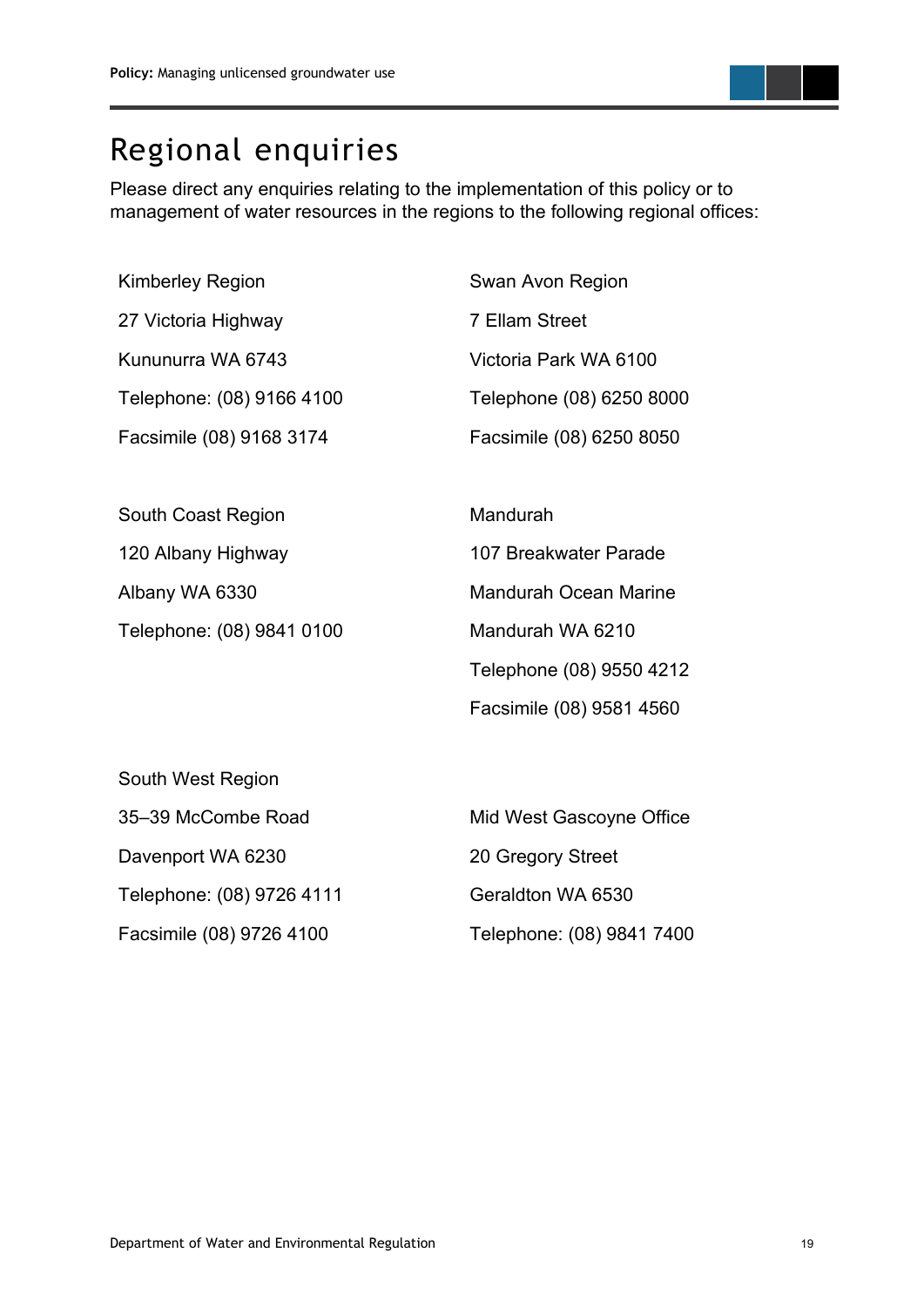# Regional enquiries

Please direct any enquiries relating to the implementation of this policy or to management of water resources in the regions to the following regional offices:

Kimberley Region
27 Victoria Highway
Kununurra WA 6743
Telephone: (08) 9166 4100
Facsimile (08) 9168 3174

Swan Avon Region
7 Ellam Street
Victoria Park WA 6100
Telephone (08) 6250 8000
Facsimile (08) 6250 8050

South Coast Region
120 Albany Highway
Albany WA 6330
Telephone: (08) 9841 0100

Mandurah
107 Breakwater Parade
Mandurah Ocean Marine
Mandurah WA 6210
Telephone (08) 9550 4212
Facsimile (08) 9581 4560

South West Region
35–39 McCombe Road
Davenport WA 6230
Telephone: (08) 9726 4111
Facsimile (08) 9726 4100

Mid West Gascoyne Office
20 Gregory Street
Geraldton WA 6530
Telephone: (08) 9841 7400